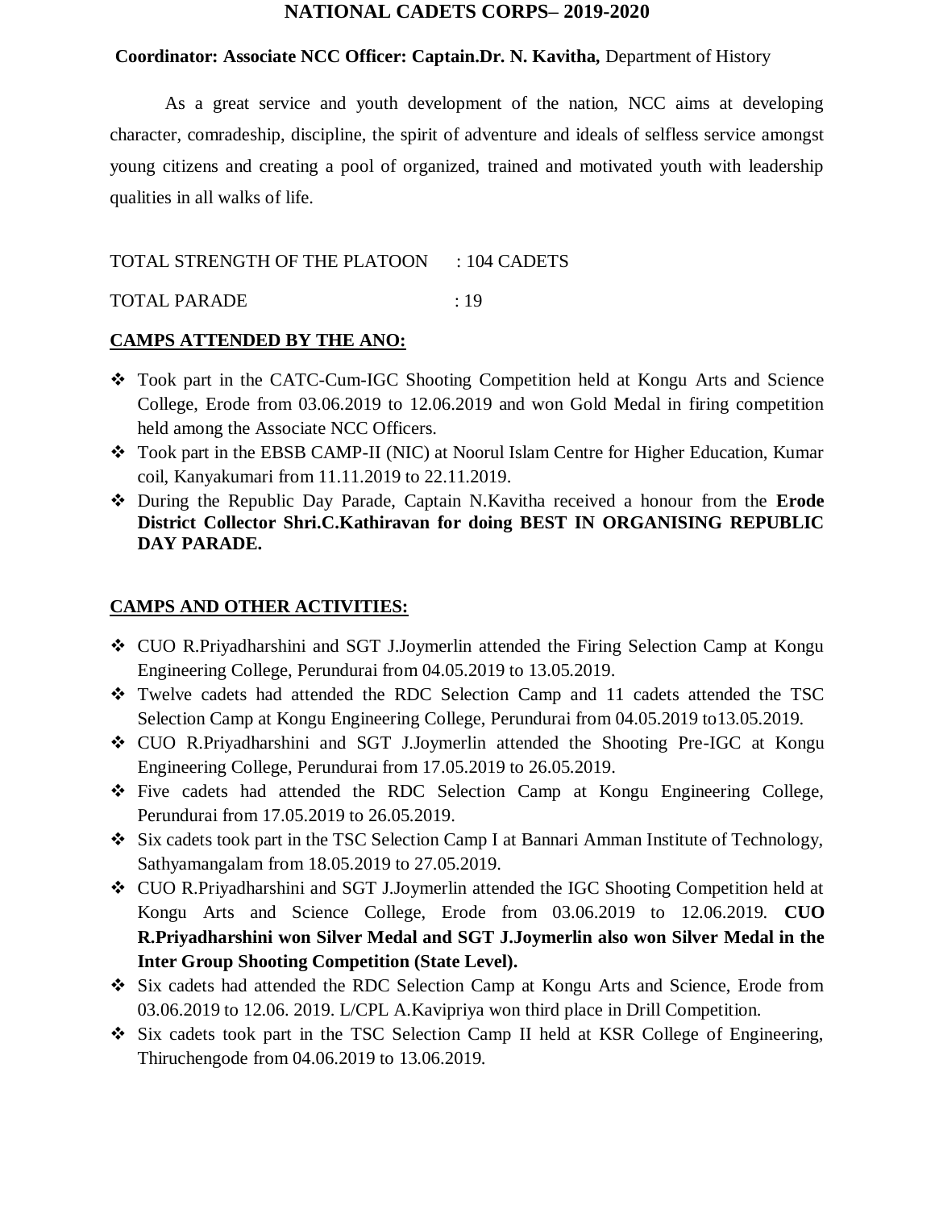# NATIONAL CADETS CORPS– 2019-2020

**Coordinator: Associate NCC Officer: Captain.Dr. N. Kavitha,** Department of History

As a great service and youth development of the nation, NCC aims at developing character, comradeship, discipline, the spirit of adventure and ideals of selfless service amongst young citizens and creating a pool of organized, trained and motivated youth with leadership qualities in all walks of life.

TOTAL STRENGTH OF THE PLATOON : 104 CADETS

TOTAL PARADE : 19

## CAMPS ATTENDED BY THE ANO:

- Took part in the CATC-Cum-IGC Shooting Competition held at Kongu Arts and Science College, Erode from 03.06.2019 to 12.06.2019 and won Gold Medal in firing competition held among the Associate NCC Officers.
- Took part in the EBSB CAMP-II (NIC) at Noorul Islam Centre for Higher Education, Kumar coil, Kanyakumari from 11.11.2019 to 22.11.2019.
- During the Republic Day Parade, Captain N.Kavitha received a honour from the **Erode District Collector Shri.C.Kathiravan for doing BEST IN ORGANISING REPUBLIC DAY PARADE.**

## CAMPS AND OTHER ACTIVITIES:

- CUO R.Priyadharshini and SGT J.Joymerlin attended the Firing Selection Camp at Kongu Engineering College, Perundurai from 04.05.2019 to 13.05.2019.
- Twelve cadets had attended the RDC Selection Camp and 11 cadets attended the TSC Selection Camp at Kongu Engineering College, Perundurai from 04.05.2019 to13.05.2019.
- CUO R.Priyadharshini and SGT J.Joymerlin attended the Shooting Pre-IGC at Kongu Engineering College, Perundurai from 17.05.2019 to 26.05.2019.
- Five cadets had attended the RDC Selection Camp at Kongu Engineering College, Perundurai from 17.05.2019 to 26.05.2019.
- Six cadets took part in the TSC Selection Camp I at Bannari Amman Institute of Technology, Sathyamangalam from 18.05.2019 to 27.05.2019.
- CUO R.Priyadharshini and SGT J.Joymerlin attended the IGC Shooting Competition held at Kongu Arts and Science College, Erode from 03.06.2019 to 12.06.2019. **CUO R.Priyadharshini won Silver Medal and SGT J.Joymerlin also won Silver Medal in the Inter Group Shooting Competition (State Level).**
- Six cadets had attended the RDC Selection Camp at Kongu Arts and Science, Erode from 03.06.2019 to 12.06. 2019. L/CPL A.Kavipriya won third place in Drill Competition.
- Six cadets took part in the TSC Selection Camp II held at KSR College of Engineering, Thiruchengode from 04.06.2019 to 13.06.2019.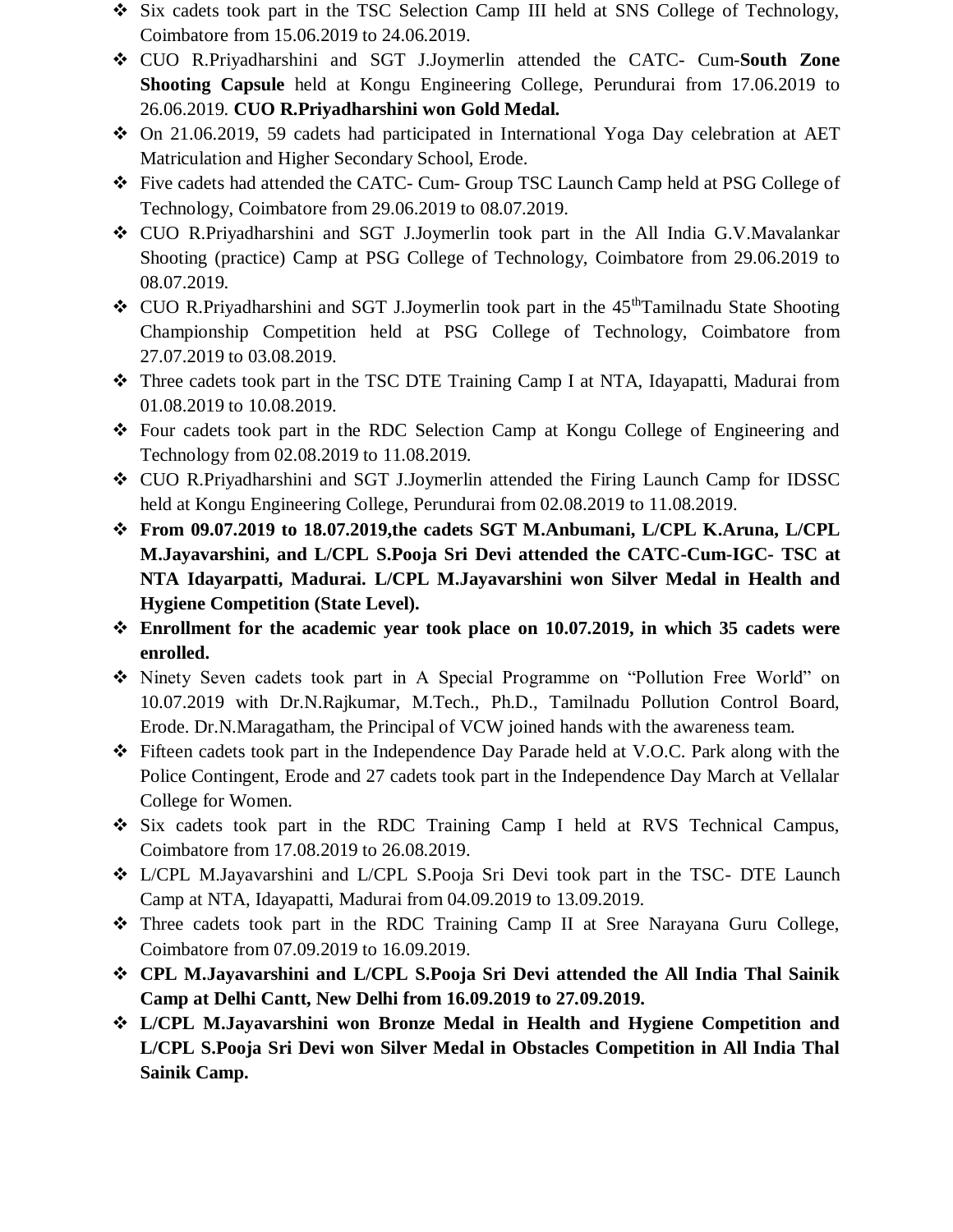- Six cadets took part in the TSC Selection Camp III held at SNS College of Technology, Coimbatore from 15.06.2019 to 24.06.2019.
- CUO R.Priyadharshini and SGT J.Joymerlin attended the CATC- Cum-**South Zone Shooting Capsule** held at Kongu Engineering College, Perundurai from 17.06.2019 to 26.06.2019. **CUO R.Priyadharshini won Gold Medal.**
- On 21.06.2019, 59 cadets had participated in International Yoga Day celebration at AET Matriculation and Higher Secondary School, Erode.
- Five cadets had attended the CATC- Cum- Group TSC Launch Camp held at PSG College of Technology, Coimbatore from 29.06.2019 to 08.07.2019.
- CUO R.Priyadharshini and SGT J.Joymerlin took part in the All India G.V.Mavalankar Shooting (practice) Camp at PSG College of Technology, Coimbatore from 29.06.2019 to 08.07.2019.
- CUO R.Priyadharshini and SGT J.Joymerlin took part in the 45th Tamilnadu State Shooting Championship Competition held at PSG College of Technology, Coimbatore from 27.07.2019 to 03.08.2019.
- Three cadets took part in the TSC DTE Training Camp I at NTA, Idayapatti, Madurai from 01.08.2019 to 10.08.2019.
- Four cadets took part in the RDC Selection Camp at Kongu College of Engineering and Technology from 02.08.2019 to 11.08.2019.
- CUO R.Priyadharshini and SGT J.Joymerlin attended the Firing Launch Camp for IDSSC held at Kongu Engineering College, Perundurai from 02.08.2019 to 11.08.2019.
- **From 09.07.2019 to 18.07.2019,the cadets SGT M.Anbumani, L/CPL K.Aruna, L/CPL M.Jayavarshini, and L/CPL S.Pooja Sri Devi attended the CATC-Cum-IGC- TSC at NTA Idayarpatti, Madurai. L/CPL M.Jayavarshini won Silver Medal in Health and Hygiene Competition (State Level).**
- **Enrollment for the academic year took place on 10.07.2019, in which 35 cadets were enrolled.**
- Ninety Seven cadets took part in A Special Programme on "Pollution Free World" on 10.07.2019 with Dr.N.Rajkumar, M.Tech., Ph.D., Tamilnadu Pollution Control Board, Erode. Dr.N.Maragatham, the Principal of VCW joined hands with the awareness team.
- Fifteen cadets took part in the Independence Day Parade held at V.O.C. Park along with the Police Contingent, Erode and 27 cadets took part in the Independence Day March at Vellalar College for Women.
- Six cadets took part in the RDC Training Camp I held at RVS Technical Campus, Coimbatore from 17.08.2019 to 26.08.2019.
- L/CPL M.Jayavarshini and L/CPL S.Pooja Sri Devi took part in the TSC- DTE Launch Camp at NTA, Idayapatti, Madurai from 04.09.2019 to 13.09.2019.
- Three cadets took part in the RDC Training Camp II at Sree Narayana Guru College, Coimbatore from 07.09.2019 to 16.09.2019.
- **CPL M.Jayavarshini and L/CPL S.Pooja Sri Devi attended the All India Thal Sainik Camp at Delhi Cantt, New Delhi from 16.09.2019 to 27.09.2019.**
- **L/CPL M.Jayavarshini won Bronze Medal in Health and Hygiene Competition and L/CPL S.Pooja Sri Devi won Silver Medal in Obstacles Competition in All India Thal Sainik Camp.**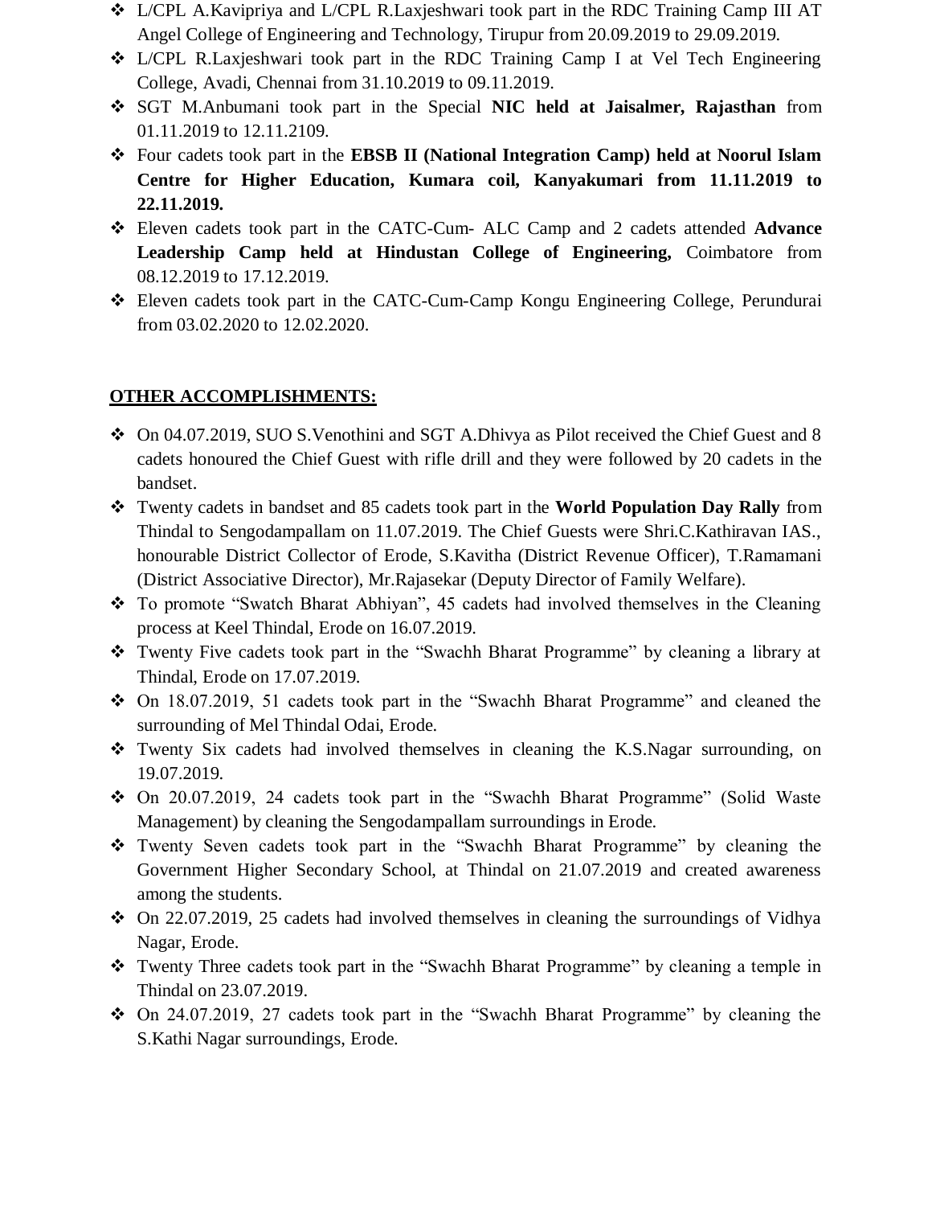- L/CPL A.Kavipriya and L/CPL R.Laxjeshwari took part in the RDC Training Camp III AT Angel College of Engineering and Technology, Tirupur from 20.09.2019 to 29.09.2019.
- L/CPL R.Laxjeshwari took part in the RDC Training Camp I at Vel Tech Engineering College, Avadi, Chennai from 31.10.2019 to 09.11.2019.
- SGT M.Anbumani took part in the Special **NIC held at Jaisalmer, Rajasthan** from 01.11.2019 to 12.11.2109.
- Four cadets took part in the **EBSB II (National Integration Camp) held at Noorul Islam Centre for Higher Education, Kumara coil, Kanyakumari from 11.11.2019 to 22.11.2019.**
- Eleven cadets took part in the CATC-Cum- ALC Camp and 2 cadets attended **Advance Leadership Camp held at Hindustan College of Engineering,** Coimbatore from 08.12.2019 to 17.12.2019.
- Eleven cadets took part in the CATC-Cum-Camp Kongu Engineering College, Perundurai from 03.02.2020 to 12.02.2020.

## OTHER ACCOMPLISHMENTS:

- On 04.07.2019, SUO S.Venothini and SGT A.Dhivya as Pilot received the Chief Guest and 8 cadets honoured the Chief Guest with rifle drill and they were followed by 20 cadets in the bandset.
- Twenty cadets in bandset and 85 cadets took part in the **World Population Day Rally** from Thindal to Sengodampallam on 11.07.2019. The Chief Guests were Shri.C.Kathiravan IAS., honourable District Collector of Erode, S.Kavitha (District Revenue Officer), T.Ramamani (District Associative Director), Mr.Rajasekar (Deputy Director of Family Welfare).
- To promote "Swatch Bharat Abhiyan", 45 cadets had involved themselves in the Cleaning process at Keel Thindal, Erode on 16.07.2019.
- Twenty Five cadets took part in the "Swachh Bharat Programme" by cleaning a library at Thindal, Erode on 17.07.2019.
- On 18.07.2019, 51 cadets took part in the "Swachh Bharat Programme" and cleaned the surrounding of Mel Thindal Odai, Erode.
- Twenty Six cadets had involved themselves in cleaning the K.S.Nagar surrounding, on 19.07.2019.
- On 20.07.2019, 24 cadets took part in the "Swachh Bharat Programme" (Solid Waste Management) by cleaning the Sengodampallam surroundings in Erode.
- Twenty Seven cadets took part in the "Swachh Bharat Programme" by cleaning the Government Higher Secondary School, at Thindal on 21.07.2019 and created awareness among the students.
- On 22.07.2019, 25 cadets had involved themselves in cleaning the surroundings of Vidhya Nagar, Erode.
- Twenty Three cadets took part in the "Swachh Bharat Programme" by cleaning a temple in Thindal on 23.07.2019.
- On 24.07.2019, 27 cadets took part in the "Swachh Bharat Programme" by cleaning the S.Kathi Nagar surroundings, Erode.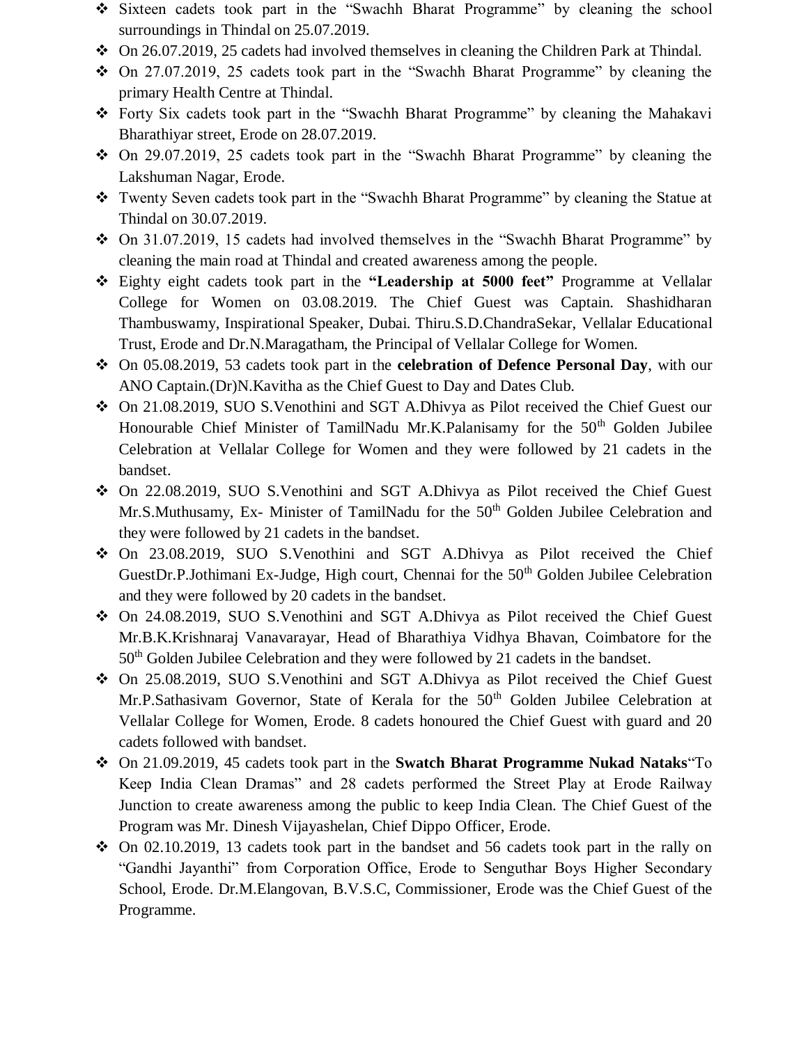- Sixteen cadets took part in the "Swachh Bharat Programme" by cleaning the school surroundings in Thindal on 25.07.2019.
- On 26.07.2019, 25 cadets had involved themselves in cleaning the Children Park at Thindal.
- On 27.07.2019, 25 cadets took part in the "Swachh Bharat Programme" by cleaning the primary Health Centre at Thindal.
- Forty Six cadets took part in the "Swachh Bharat Programme" by cleaning the Mahakavi Bharathiyar street, Erode on 28.07.2019.
- On 29.07.2019, 25 cadets took part in the "Swachh Bharat Programme" by cleaning the Lakshuman Nagar, Erode.
- Twenty Seven cadets took part in the "Swachh Bharat Programme" by cleaning the Statue at Thindal on 30.07.2019.
- On 31.07.2019, 15 cadets had involved themselves in the "Swachh Bharat Programme" by cleaning the main road at Thindal and created awareness among the people.
- Eighty eight cadets took part in the **"Leadership at 5000 feet"** Programme at Vellalar College for Women on 03.08.2019. The Chief Guest was Captain. Shashidharan Thambuswamy, Inspirational Speaker, Dubai. Thiru.S.D.ChandraSekar, Vellalar Educational Trust, Erode and Dr.N.Maragatham, the Principal of Vellalar College for Women.
- On 05.08.2019, 53 cadets took part in the **celebration of Defence Personal Day**, with our ANO Captain.(Dr)N.Kavitha as the Chief Guest to Day and Dates Club.
- On 21.08.2019, SUO S.Venothini and SGT A.Dhivya as Pilot received the Chief Guest our Honourable Chief Minister of TamilNadu Mr.K.Palanisamy for the 50th Golden Jubilee Celebration at Vellalar College for Women and they were followed by 21 cadets in the bandset.
- On 22.08.2019, SUO S.Venothini and SGT A.Dhivya as Pilot received the Chief Guest Mr.S.Muthusamy, Ex- Minister of TamilNadu for the 50th Golden Jubilee Celebration and they were followed by 21 cadets in the bandset.
- On 23.08.2019, SUO S.Venothini and SGT A.Dhivya as Pilot received the Chief GuestDr.P.Jothimani Ex-Judge, High court, Chennai for the 50th Golden Jubilee Celebration and they were followed by 20 cadets in the bandset.
- On 24.08.2019, SUO S.Venothini and SGT A.Dhivya as Pilot received the Chief Guest Mr.B.K.Krishnaraj Vanavarayar, Head of Bharathiya Vidhya Bhavan, Coimbatore for the 50th Golden Jubilee Celebration and they were followed by 21 cadets in the bandset.
- On 25.08.2019, SUO S.Venothini and SGT A.Dhivya as Pilot received the Chief Guest Mr.P.Sathasivam Governor, State of Kerala for the 50th Golden Jubilee Celebration at Vellalar College for Women, Erode. 8 cadets honoured the Chief Guest with guard and 20 cadets followed with bandset.
- On 21.09.2019, 45 cadets took part in the **Swatch Bharat Programme Nukad Nataks**"To Keep India Clean Dramas" and 28 cadets performed the Street Play at Erode Railway Junction to create awareness among the public to keep India Clean. The Chief Guest of the Program was Mr. Dinesh Vijayashelan, Chief Dippo Officer, Erode.
- On 02.10.2019, 13 cadets took part in the bandset and 56 cadets took part in the rally on "Gandhi Jayanthi" from Corporation Office, Erode to Senguthar Boys Higher Secondary School, Erode. Dr.M.Elangovan, B.V.S.C, Commissioner, Erode was the Chief Guest of the Programme.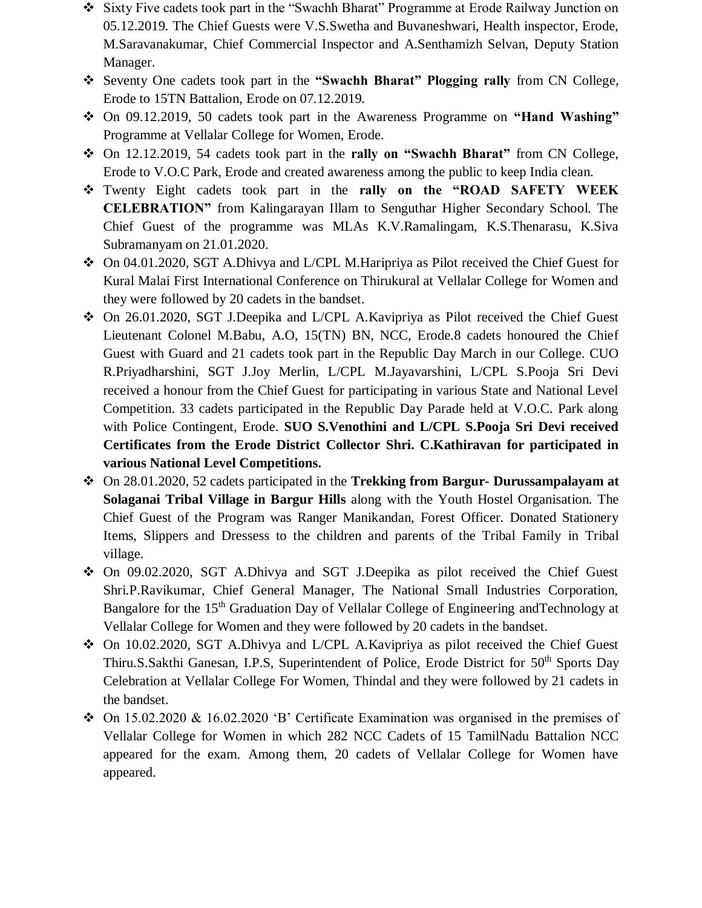- Sixty Five cadets took part in the "Swachh Bharat" Programme at Erode Railway Junction on 05.12.2019. The Chief Guests were V.S.Swetha and Buvaneshwari, Health inspector, Erode, M.Saravanakumar, Chief Commercial Inspector and A.Senthamizh Selvan, Deputy Station Manager.
- Seventy One cadets took part in the **"Swachh Bharat" Plogging rally** from CN College, Erode to 15TN Battalion, Erode on 07.12.2019.
- On 09.12.2019, 50 cadets took part in the Awareness Programme on **"Hand Washing"** Programme at Vellalar College for Women, Erode.
- On 12.12.2019, 54 cadets took part in the **rally on "Swachh Bharat"** from CN College, Erode to V.O.C Park, Erode and created awareness among the public to keep India clean.
- Twenty Eight cadets took part in the **rally on the "ROAD SAFETY WEEK CELEBRATION"** from Kalingarayan Illam to Senguthar Higher Secondary School. The Chief Guest of the programme was MLAs K.V.Ramalingam, K.S.Thenarasu, K.Siva Subramanyam on 21.01.2020.
- On 04.01.2020, SGT A.Dhivya and L/CPL M.Haripriya as Pilot received the Chief Guest for Kural Malai First International Conference on Thirukural at Vellalar College for Women and they were followed by 20 cadets in the bandset.
- On 26.01.2020, SGT J.Deepika and L/CPL A.Kavipriya as Pilot received the Chief Guest Lieutenant Colonel M.Babu, A.O, 15(TN) BN, NCC, Erode.8 cadets honoured the Chief Guest with Guard and 21 cadets took part in the Republic Day March in our College. CUO R.Priyadharshini, SGT J.Joy Merlin, L/CPL M.Jayavarshini, L/CPL S.Pooja Sri Devi received a honour from the Chief Guest for participating in various State and National Level Competition. 33 cadets participated in the Republic Day Parade held at V.O.C. Park along with Police Contingent, Erode. **SUO S.Venothini and L/CPL S.Pooja Sri Devi received Certificates from the Erode District Collector Shri. C.Kathiravan for participated in various National Level Competitions.**
- On 28.01.2020, 52 cadets participated in the **Trekking from Bargur- Durussampalayam at Solaganai Tribal Village in Bargur Hills** along with the Youth Hostel Organisation. The Chief Guest of the Program was Ranger Manikandan, Forest Officer. Donated Stationery Items, Slippers and Dressess to the children and parents of the Tribal Family in Tribal village.
- On 09.02.2020, SGT A.Dhivya and SGT J.Deepika as pilot received the Chief Guest Shri.P.Ravikumar, Chief General Manager, The National Small Industries Corporation, Bangalore for the 15th Graduation Day of Vellalar College of Engineering andTechnology at Vellalar College for Women and they were followed by 20 cadets in the bandset.
- On 10.02.2020, SGT A.Dhivya and L/CPL A.Kavipriya as pilot received the Chief Guest Thiru.S.Sakthi Ganesan, I.P.S, Superintendent of Police, Erode District for 50th Sports Day Celebration at Vellalar College For Women, Thindal and they were followed by 21 cadets in the bandset.
- On 15.02.2020 & 16.02.2020 'B' Certificate Examination was organised in the premises of Vellalar College for Women in which 282 NCC Cadets of 15 TamilNadu Battalion NCC appeared for the exam. Among them, 20 cadets of Vellalar College for Women have appeared.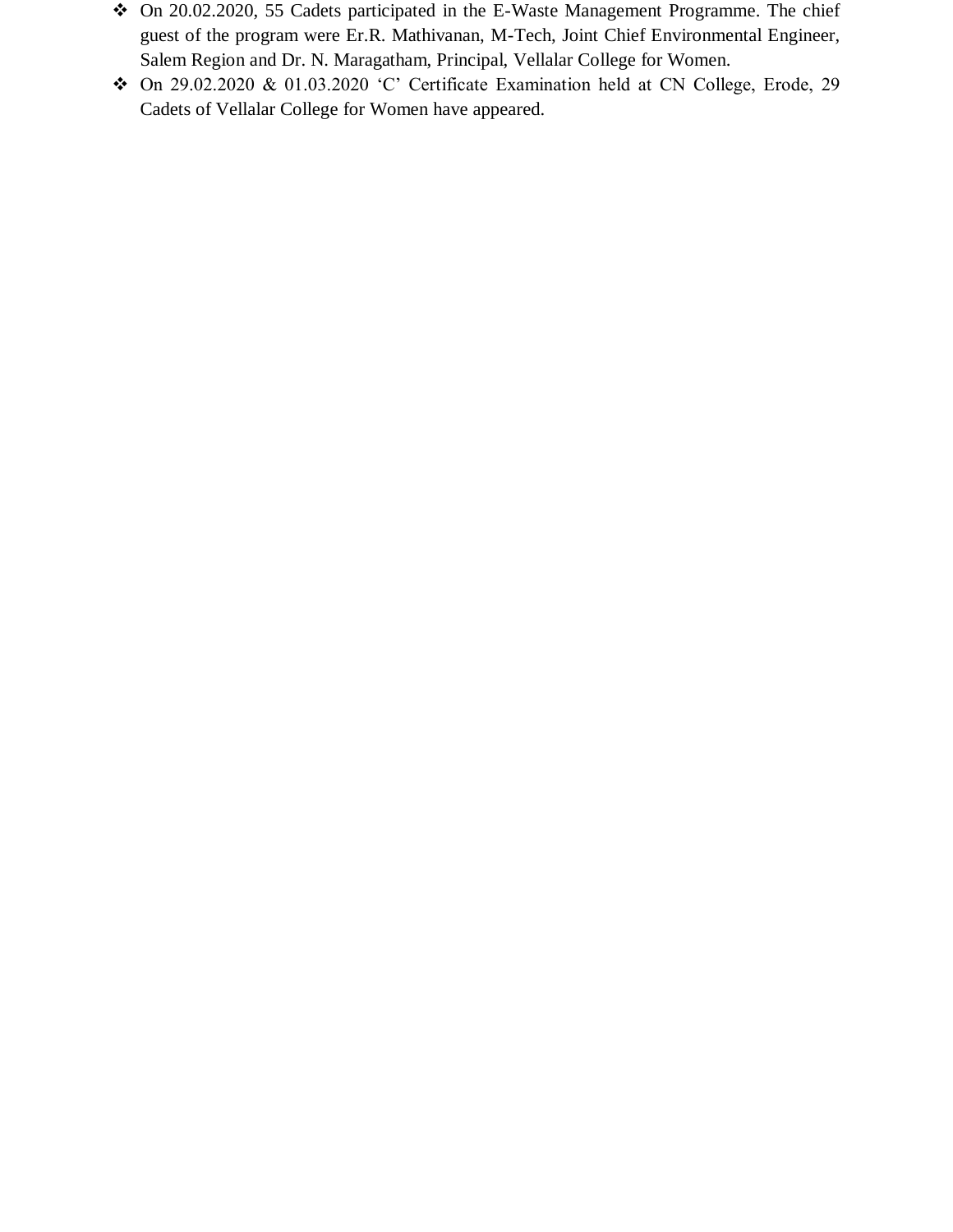- On 20.02.2020, 55 Cadets participated in the E-Waste Management Programme. The chief guest of the program were Er.R. Mathivanan, M-Tech, Joint Chief Environmental Engineer, Salem Region and Dr. N. Maragatham, Principal, Vellalar College for Women.
- On 29.02.2020 & 01.03.2020 'C' Certificate Examination held at CN College, Erode, 29 Cadets of Vellalar College for Women have appeared.